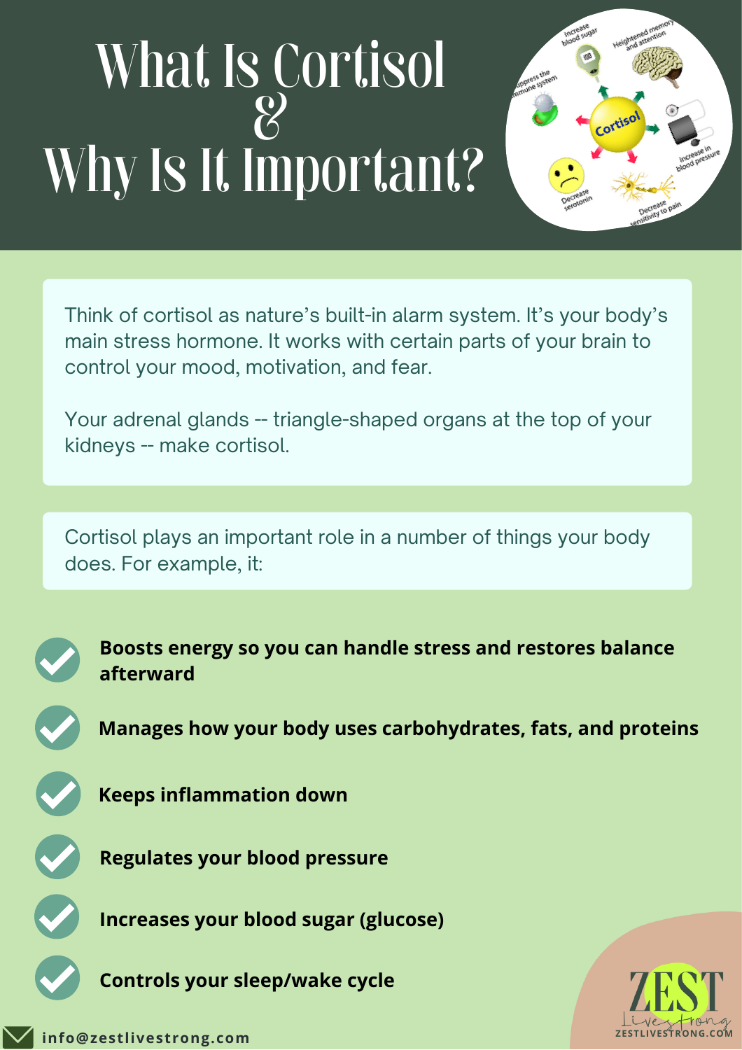# What Is Cortisol & Why Is It Important?

Think of cortisol as nature's built-in alarm system. It's your body's main stress hormone. It works with certain parts of your brain to control your mood, motivation, and fear.

Your adrenal glands -- triangle-shaped organs at the top of your kidneys -- make cortisol.

Cortisol plays an important role in a number of things your body does. For example, it:

- **Boosts energy so you can handle stress and restores balance afterward**
- **Manages how your body uses carbohydrates, fats, and proteins**
- **Keeps inflammation down**
- **Regulates your blood pressure**
- **Increases your blood sugar (glucose)**
- **Controls your sleep/wake cycle**

info@zestlivestrong.com

ZEST Livestrong
ZESTLIVESTRONG.COM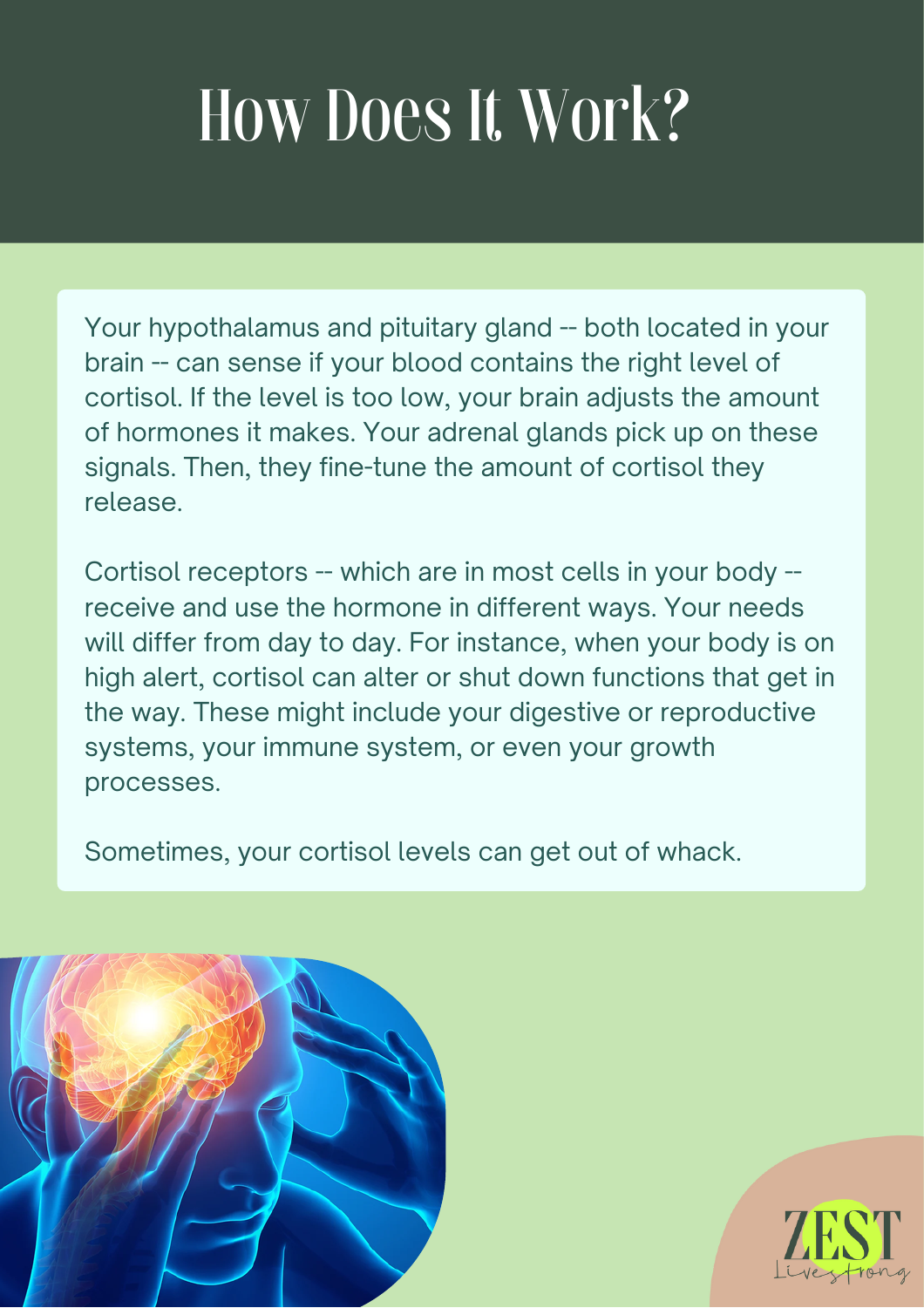# How Does It Work?

Your hypothalamus and pituitary gland -- both located in your brain -- can sense if your blood contains the right level of cortisol. If the level is too low, your brain adjusts the amount of hormones it makes. Your adrenal glands pick up on these signals. Then, they fine-tune the amount of cortisol they release.

Cortisol receptors -- which are in most cells in your body -- receive and use the hormone in different ways. Your needs will differ from day to day. For instance, when your body is on high alert, cortisol can alter or shut down functions that get in the way. These might include your digestive or reproductive systems, your immune system, or even your growth processes.

Sometimes, your cortisol levels can get out of whack.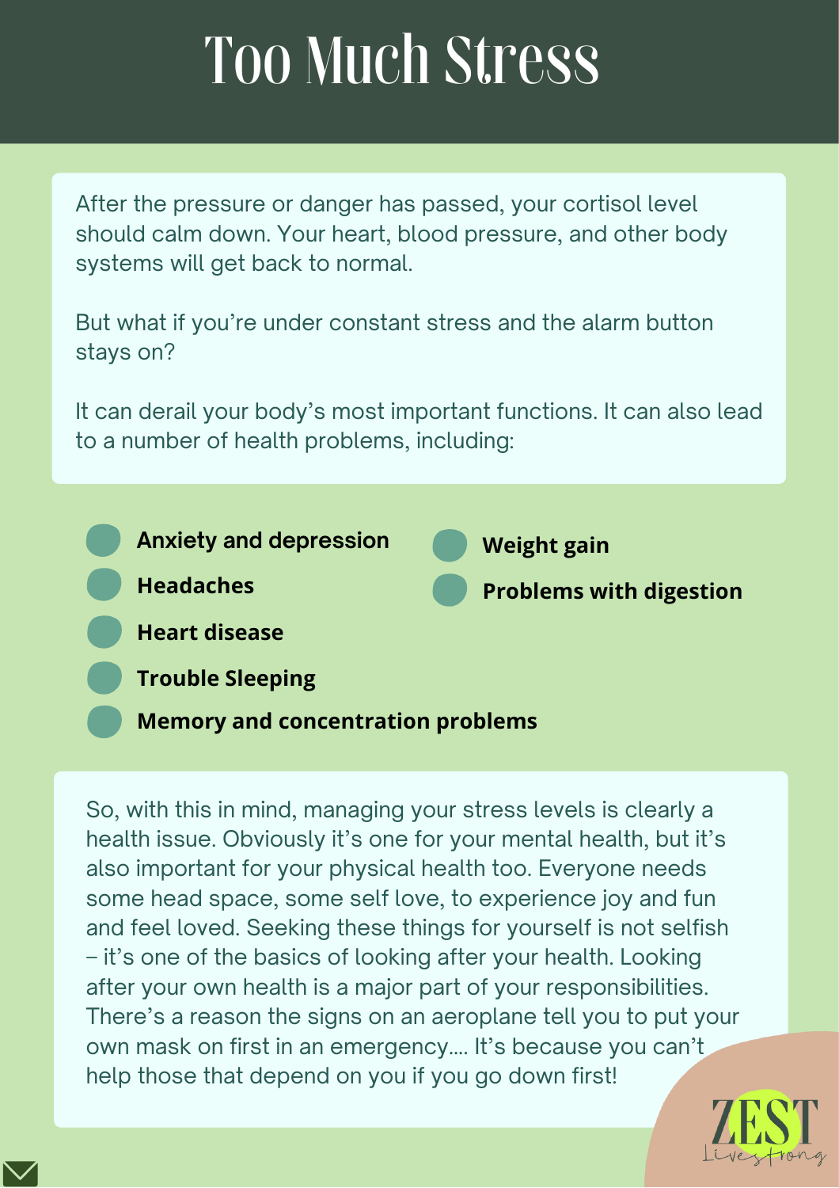# Too Much Stress

After the pressure or danger has passed, your cortisol level should calm down. Your heart, blood pressure, and other body systems will get back to normal.

But what if you're under constant stress and the alarm button stays on?

It can derail your body's most important functions. It can also lead to a number of health problems, including:

- **Anxiety and depression**
- **Headaches**
- **Heart disease**
- **Trouble Sleeping**
- **Memory and concentration problems**
- **Weight gain**
- **Problems with digestion**

So, with this in mind, managing your stress levels is clearly a health issue. Obviously it's one for your mental health, but it's also important for your physical health too. Everyone needs some head space, some self love, to experience joy and fun and feel loved. Seeking these things for yourself is not selfish – it's one of the basics of looking after your health. Looking after your own health is a major part of your responsibilities. There's a reason the signs on an aeroplane tell you to put your own mask on first in an emergency.... It's because you can't help those that depend on you if you go down first!

ZEST Livestrong